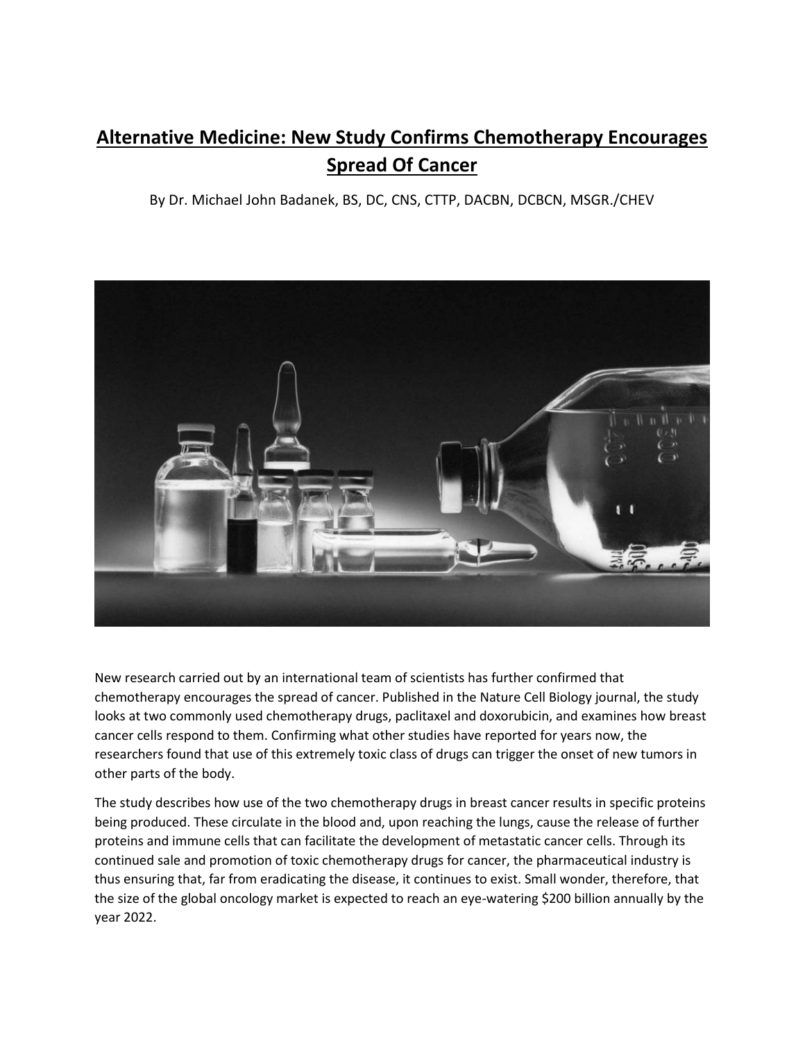# Alternative Medicine: New Study Confirms Chemotherapy Encourages Spread Of Cancer

By Dr. Michael John Badanek, BS, DC, CNS, CTTP, DACBN, DCBCN, MSGR./CHEV

New research carried out by an international team of scientists has further confirmed that chemotherapy encourages the spread of cancer. Published in the Nature Cell Biology journal, the study looks at two commonly used chemotherapy drugs, paclitaxel and doxorubicin, and examines how breast cancer cells respond to them. Confirming what other studies have reported for years now, the researchers found that use of this extremely toxic class of drugs can trigger the onset of new tumors in other parts of the body.

The study describes how use of the two chemotherapy drugs in breast cancer results in specific proteins being produced. These circulate in the blood and, upon reaching the lungs, cause the release of further proteins and immune cells that can facilitate the development of metastatic cancer cells. Through its continued sale and promotion of toxic chemotherapy drugs for cancer, the pharmaceutical industry is thus ensuring that, far from eradicating the disease, it continues to exist. Small wonder, therefore, that the size of the global oncology market is expected to reach an eye-watering $200 billion annually by the year 2022.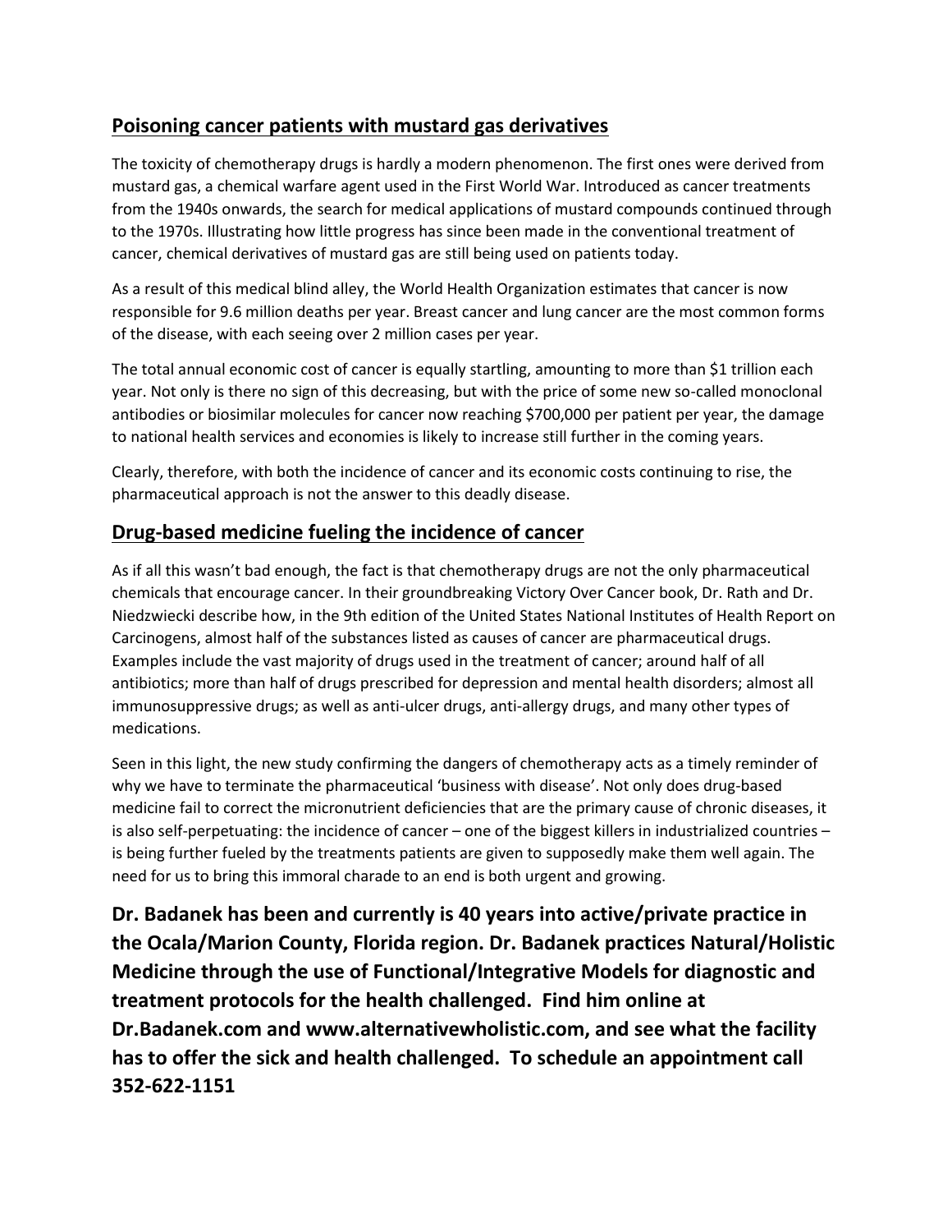## Poisoning cancer patients with mustard gas derivatives

The toxicity of chemotherapy drugs is hardly a modern phenomenon. The first ones were derived from mustard gas, a chemical warfare agent used in the First World War. Introduced as cancer treatments from the 1940s onwards, the search for medical applications of mustard compounds continued through to the 1970s. Illustrating how little progress has since been made in the conventional treatment of cancer, chemical derivatives of mustard gas are still being used on patients today.

As a result of this medical blind alley, the World Health Organization estimates that cancer is now responsible for 9.6 million deaths per year. Breast cancer and lung cancer are the most common forms of the disease, with each seeing over 2 million cases per year.

The total annual economic cost of cancer is equally startling, amounting to more than $1 trillion each year. Not only is there no sign of this decreasing, but with the price of some new so-called monoclonal antibodies or biosimilar molecules for cancer now reaching $700,000 per patient per year, the damage to national health services and economies is likely to increase still further in the coming years.

Clearly, therefore, with both the incidence of cancer and its economic costs continuing to rise, the pharmaceutical approach is not the answer to this deadly disease.

## Drug-based medicine fueling the incidence of cancer

As if all this wasn't bad enough, the fact is that chemotherapy drugs are not the only pharmaceutical chemicals that encourage cancer. In their groundbreaking Victory Over Cancer book, Dr. Rath and Dr. Niedzwiecki describe how, in the 9th edition of the United States National Institutes of Health Report on Carcinogens, almost half of the substances listed as causes of cancer are pharmaceutical drugs. Examples include the vast majority of drugs used in the treatment of cancer; around half of all antibiotics; more than half of drugs prescribed for depression and mental health disorders; almost all immunosuppressive drugs; as well as anti-ulcer drugs, anti-allergy drugs, and many other types of medications.

Seen in this light, the new study confirming the dangers of chemotherapy acts as a timely reminder of why we have to terminate the pharmaceutical 'business with disease'. Not only does drug-based medicine fail to correct the micronutrient deficiencies that are the primary cause of chronic diseases, it is also self-perpetuating: the incidence of cancer – one of the biggest killers in industrialized countries – is being further fueled by the treatments patients are given to supposedly make them well again. The need for us to bring this immoral charade to an end is both urgent and growing.

**Dr. Badanek has been and currently is 40 years into active/private practice in the Ocala/Marion County, Florida region. Dr. Badanek practices Natural/Holistic Medicine through the use of Functional/Integrative Models for diagnostic and treatment protocols for the health challenged. Find him online at Dr.Badanek.com and www.alternativewholistic.com, and see what the facility has to offer the sick and health challenged. To schedule an appointment call 352-622-1151**